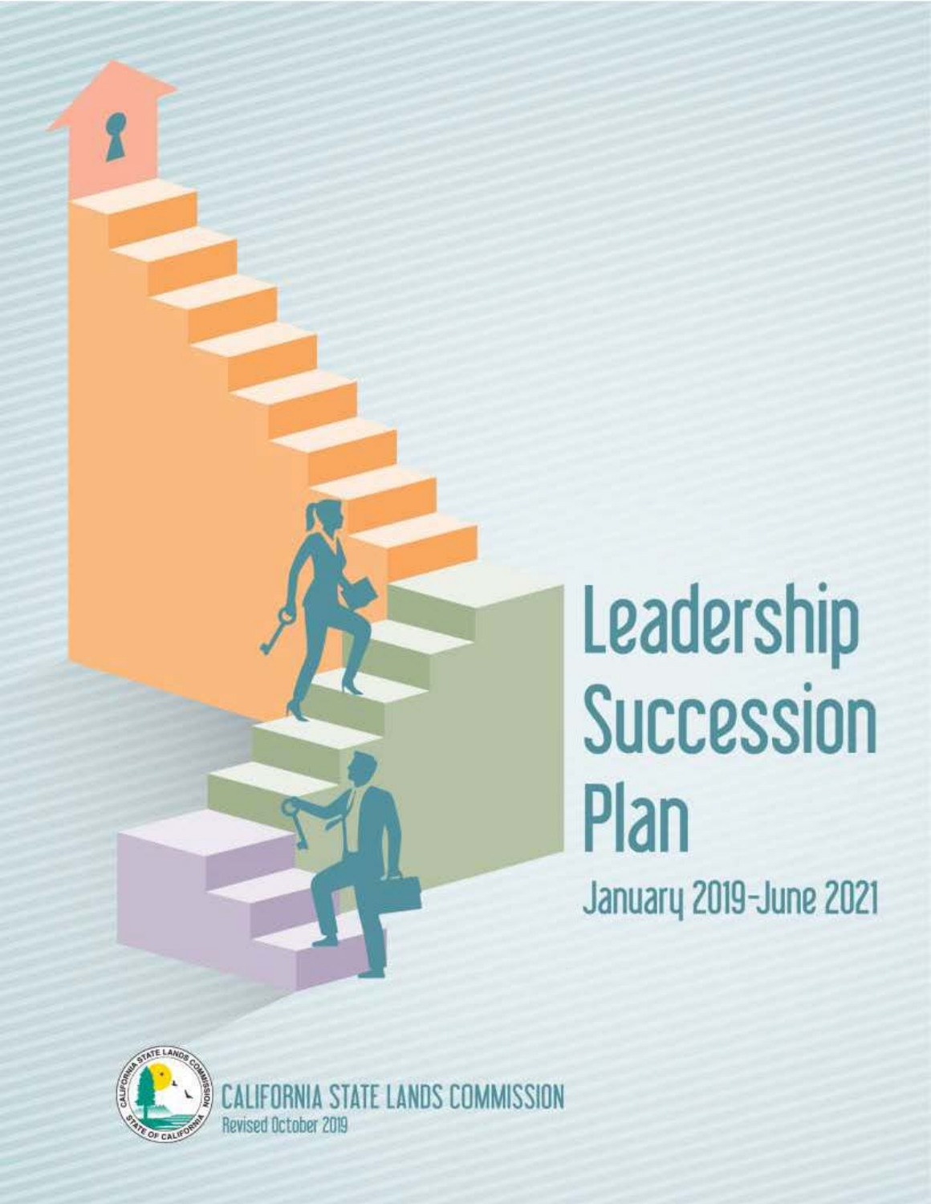# Leadership Succession Plan

January 2019–June 2021

CALIFORNIA STATE LANDS COMMISSION

Revised October 2019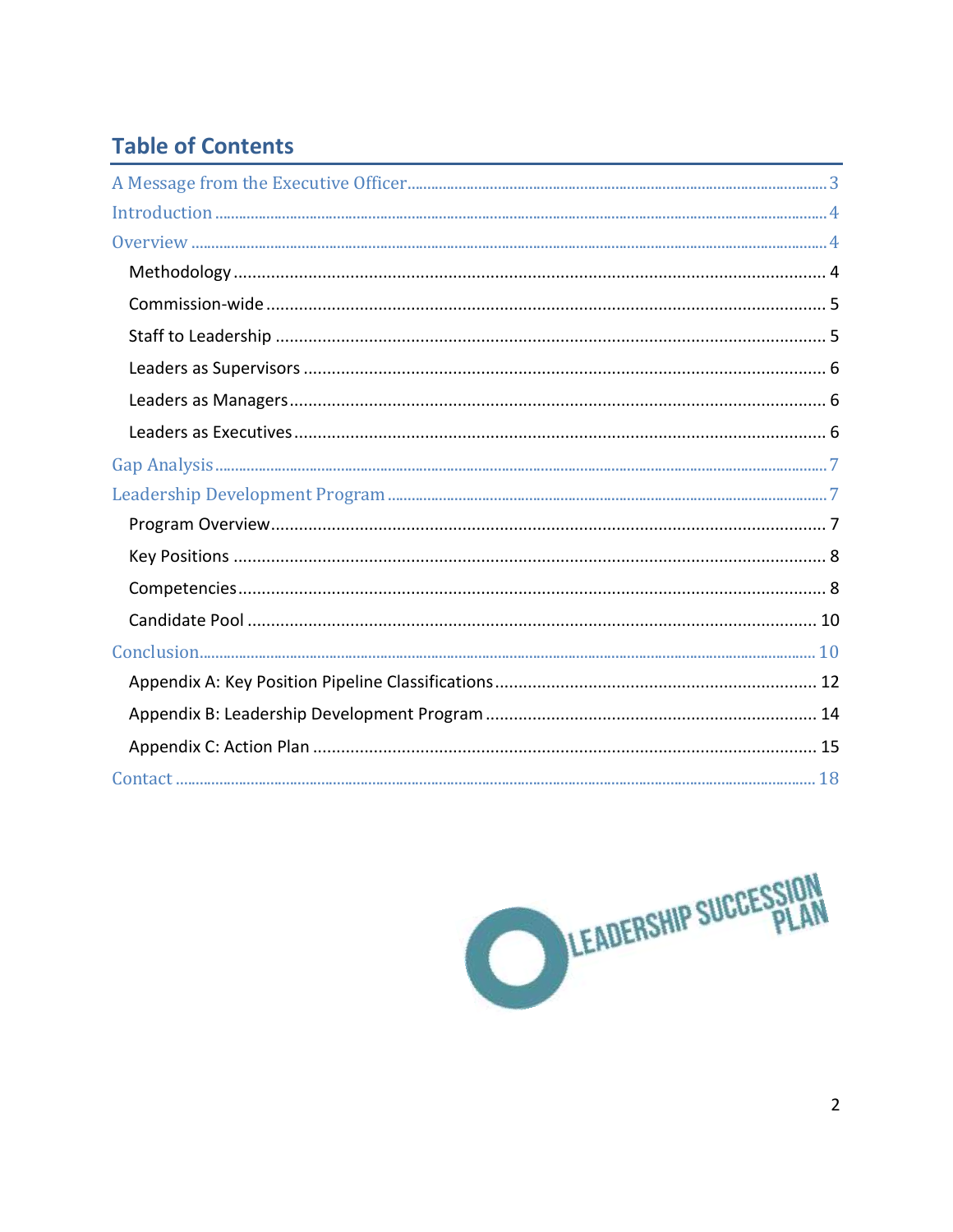## Table of Contents

- A Message from the Executive Officer ........ 3
- Introduction ........ 4
- Overview ........ 4
  - Methodology ........ 4
  - Commission-wide ........ 5
  - Staff to Leadership ........ 5
  - Leaders as Supervisors ........ 6
  - Leaders as Managers ........ 6
  - Leaders as Executives ........ 6
- Gap Analysis ........ 7
- Leadership Development Program ........ 7
  - Program Overview ........ 7
  - Key Positions ........ 8
  - Competencies ........ 8
  - Candidate Pool ........ 10
- Conclusion ........ 10
  - Appendix A: Key Position Pipeline Classifications ........ 12
  - Appendix B: Leadership Development Program ........ 14
  - Appendix C: Action Plan ........ 15
- Contact ........ 18

LEADERSHIP SUCCESSION PLAN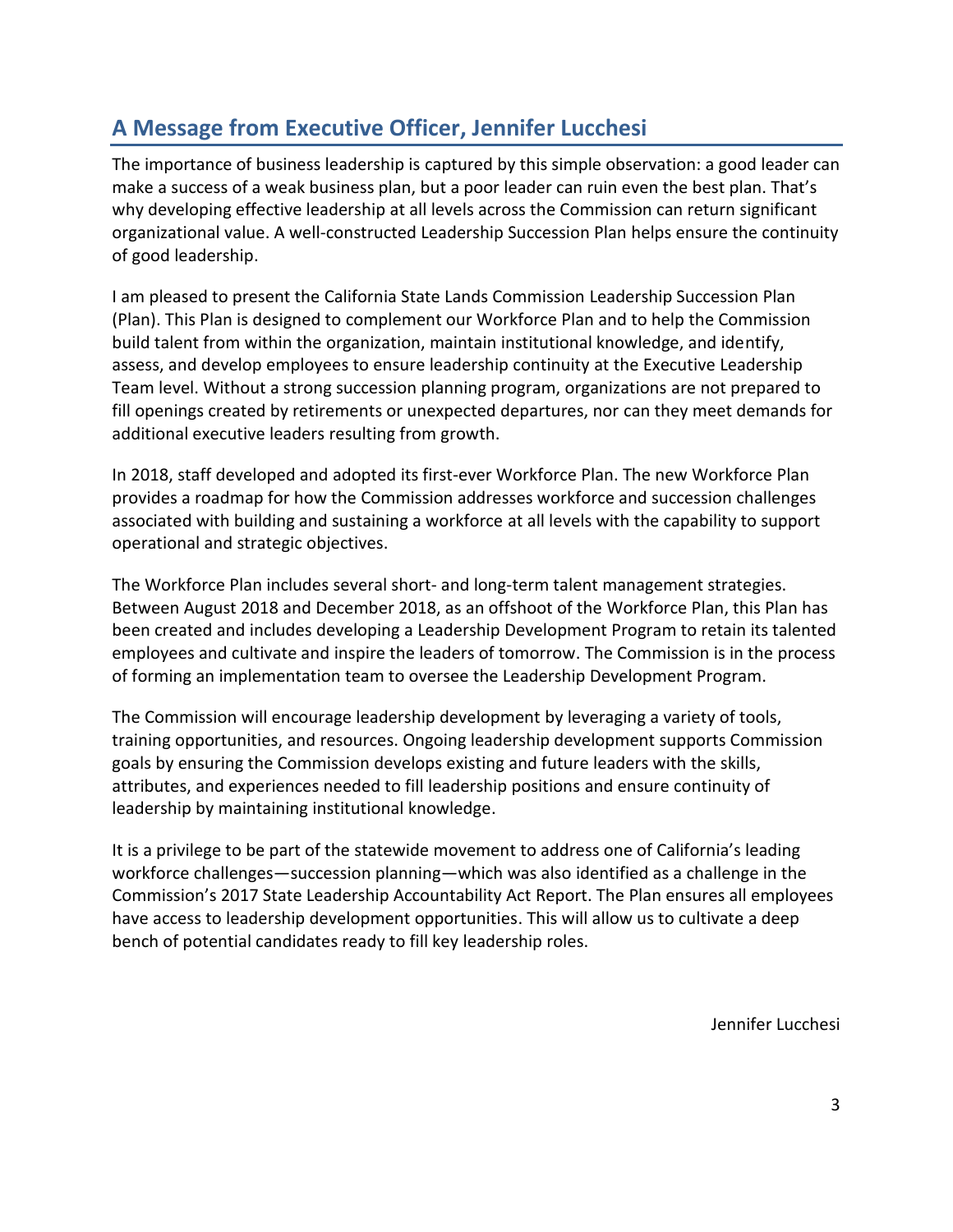## A Message from Executive Officer, Jennifer Lucchesi

The importance of business leadership is captured by this simple observation: a good leader can make a success of a weak business plan, but a poor leader can ruin even the best plan. That's why developing effective leadership at all levels across the Commission can return significant organizational value. A well-constructed Leadership Succession Plan helps ensure the continuity of good leadership.

I am pleased to present the California State Lands Commission Leadership Succession Plan (Plan). This Plan is designed to complement our Workforce Plan and to help the Commission build talent from within the organization, maintain institutional knowledge, and identify, assess, and develop employees to ensure leadership continuity at the Executive Leadership Team level. Without a strong succession planning program, organizations are not prepared to fill openings created by retirements or unexpected departures, nor can they meet demands for additional executive leaders resulting from growth.

In 2018, staff developed and adopted its first-ever Workforce Plan. The new Workforce Plan provides a roadmap for how the Commission addresses workforce and succession challenges associated with building and sustaining a workforce at all levels with the capability to support operational and strategic objectives.

The Workforce Plan includes several short- and long-term talent management strategies. Between August 2018 and December 2018, as an offshoot of the Workforce Plan, this Plan has been created and includes developing a Leadership Development Program to retain its talented employees and cultivate and inspire the leaders of tomorrow. The Commission is in the process of forming an implementation team to oversee the Leadership Development Program.

The Commission will encourage leadership development by leveraging a variety of tools, training opportunities, and resources. Ongoing leadership development supports Commission goals by ensuring the Commission develops existing and future leaders with the skills, attributes, and experiences needed to fill leadership positions and ensure continuity of leadership by maintaining institutional knowledge.

It is a privilege to be part of the statewide movement to address one of California's leading workforce challenges—succession planning—which was also identified as a challenge in the Commission's 2017 State Leadership Accountability Act Report. The Plan ensures all employees have access to leadership development opportunities. This will allow us to cultivate a deep bench of potential candidates ready to fill key leadership roles.

Jennifer Lucchesi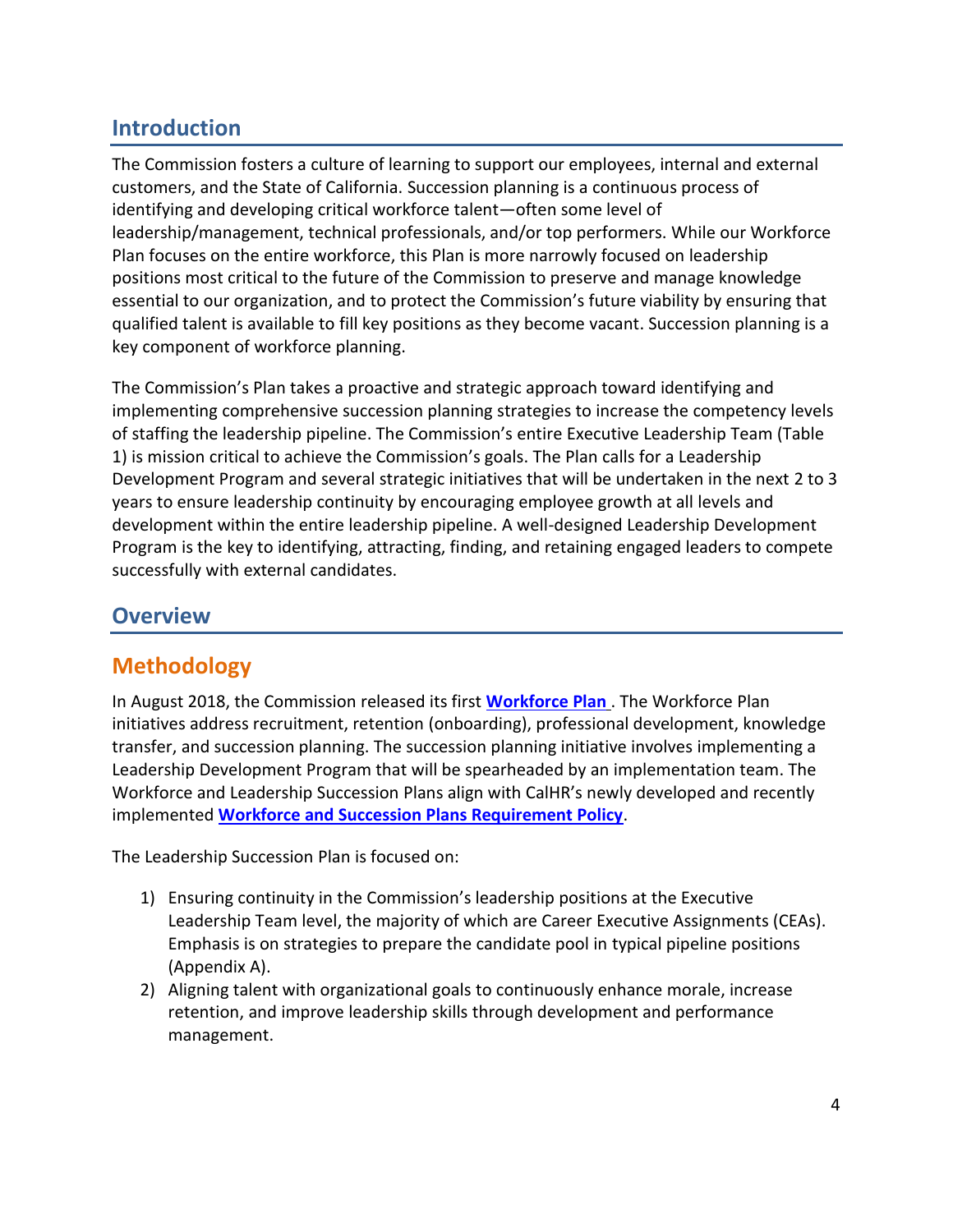## Introduction

The Commission fosters a culture of learning to support our employees, internal and external customers, and the State of California. Succession planning is a continuous process of identifying and developing critical workforce talent—often some level of leadership/management, technical professionals, and/or top performers. While our Workforce Plan focuses on the entire workforce, this Plan is more narrowly focused on leadership positions most critical to the future of the Commission to preserve and manage knowledge essential to our organization, and to protect the Commission's future viability by ensuring that qualified talent is available to fill key positions as they become vacant. Succession planning is a key component of workforce planning.

The Commission's Plan takes a proactive and strategic approach toward identifying and implementing comprehensive succession planning strategies to increase the competency levels of staffing the leadership pipeline. The Commission's entire Executive Leadership Team (Table 1) is mission critical to achieve the Commission's goals. The Plan calls for a Leadership Development Program and several strategic initiatives that will be undertaken in the next 2 to 3 years to ensure leadership continuity by encouraging employee growth at all levels and development within the entire leadership pipeline. A well-designed Leadership Development Program is the key to identifying, attracting, finding, and retaining engaged leaders to compete successfully with external candidates.

## Overview

## Methodology

In August 2018, the Commission released its first **Workforce Plan** . The Workforce Plan initiatives address recruitment, retention (onboarding), professional development, knowledge transfer, and succession planning. The succession planning initiative involves implementing a Leadership Development Program that will be spearheaded by an implementation team. The Workforce and Leadership Succession Plans align with CalHR's newly developed and recently implemented **Workforce and Succession Plans Requirement Policy**.

The Leadership Succession Plan is focused on:

1) Ensuring continuity in the Commission's leadership positions at the Executive Leadership Team level, the majority of which are Career Executive Assignments (CEAs). Emphasis is on strategies to prepare the candidate pool in typical pipeline positions (Appendix A).
2) Aligning talent with organizational goals to continuously enhance morale, increase retention, and improve leadership skills through development and performance management.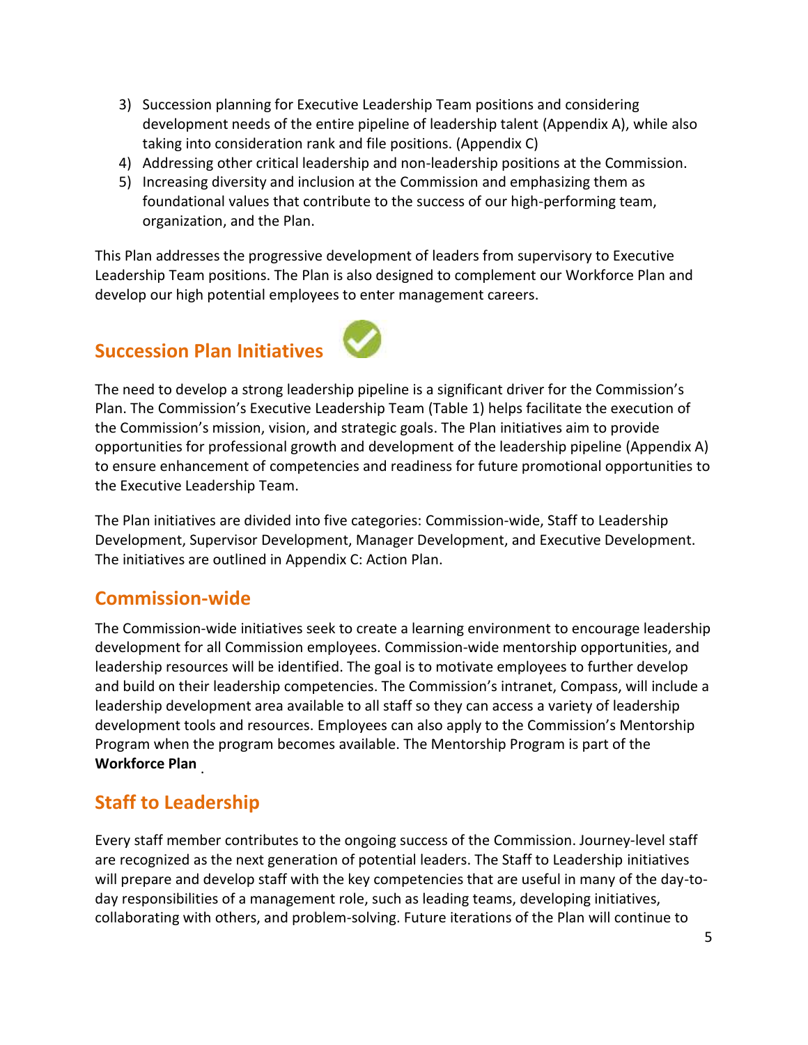3) Succession planning for Executive Leadership Team positions and considering development needs of the entire pipeline of leadership talent (Appendix A), while also taking into consideration rank and file positions. (Appendix C)
4) Addressing other critical leadership and non-leadership positions at the Commission.
5) Increasing diversity and inclusion at the Commission and emphasizing them as foundational values that contribute to the success of our high-performing team, organization, and the Plan.

This Plan addresses the progressive development of leaders from supervisory to Executive Leadership Team positions. The Plan is also designed to complement our Workforce Plan and develop our high potential employees to enter management careers.

## Succession Plan Initiatives

The need to develop a strong leadership pipeline is a significant driver for the Commission's Plan. The Commission's Executive Leadership Team (Table 1) helps facilitate the execution of the Commission's mission, vision, and strategic goals. The Plan initiatives aim to provide opportunities for professional growth and development of the leadership pipeline (Appendix A) to ensure enhancement of competencies and readiness for future promotional opportunities to the Executive Leadership Team.

The Plan initiatives are divided into five categories: Commission-wide, Staff to Leadership Development, Supervisor Development, Manager Development, and Executive Development. The initiatives are outlined in Appendix C: Action Plan.

## Commission-wide

The Commission-wide initiatives seek to create a learning environment to encourage leadership development for all Commission employees. Commission-wide mentorship opportunities, and leadership resources will be identified. The goal is to motivate employees to further develop and build on their leadership competencies. The Commission's intranet, Compass, will include a leadership development area available to all staff so they can access a variety of leadership development tools and resources. Employees can also apply to the Commission's Mentorship Program when the program becomes available. The Mentorship Program is part of the **Workforce Plan**.

## Staff to Leadership

Every staff member contributes to the ongoing success of the Commission. Journey-level staff are recognized as the next generation of potential leaders. The Staff to Leadership initiatives will prepare and develop staff with the key competencies that are useful in many of the day-to-day responsibilities of a management role, such as leading teams, developing initiatives, collaborating with others, and problem-solving. Future iterations of the Plan will continue to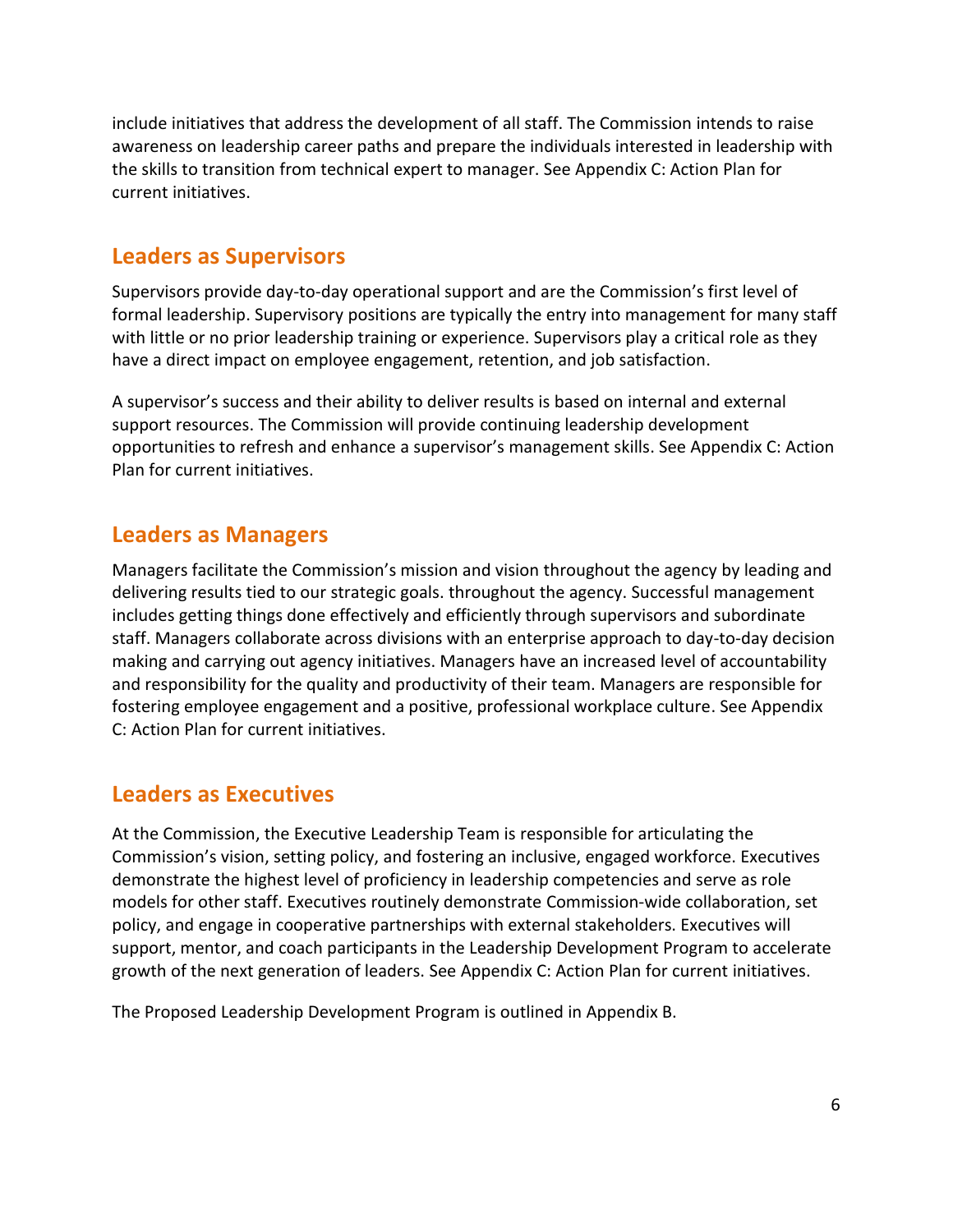include initiatives that address the development of all staff. The Commission intends to raise awareness on leadership career paths and prepare the individuals interested in leadership with the skills to transition from technical expert to manager. See Appendix C: Action Plan for current initiatives.

## Leaders as Supervisors

Supervisors provide day-to-day operational support and are the Commission's first level of formal leadership. Supervisory positions are typically the entry into management for many staff with little or no prior leadership training or experience. Supervisors play a critical role as they have a direct impact on employee engagement, retention, and job satisfaction.

A supervisor's success and their ability to deliver results is based on internal and external support resources. The Commission will provide continuing leadership development opportunities to refresh and enhance a supervisor's management skills. See Appendix C: Action Plan for current initiatives.

## Leaders as Managers

Managers facilitate the Commission's mission and vision throughout the agency by leading and delivering results tied to our strategic goals. throughout the agency. Successful management includes getting things done effectively and efficiently through supervisors and subordinate staff. Managers collaborate across divisions with an enterprise approach to day-to-day decision making and carrying out agency initiatives. Managers have an increased level of accountability and responsibility for the quality and productivity of their team. Managers are responsible for fostering employee engagement and a positive, professional workplace culture. See Appendix C: Action Plan for current initiatives.

## Leaders as Executives

At the Commission, the Executive Leadership Team is responsible for articulating the Commission's vision, setting policy, and fostering an inclusive, engaged workforce. Executives demonstrate the highest level of proficiency in leadership competencies and serve as role models for other staff. Executives routinely demonstrate Commission-wide collaboration, set policy, and engage in cooperative partnerships with external stakeholders. Executives will support, mentor, and coach participants in the Leadership Development Program to accelerate growth of the next generation of leaders. See Appendix C: Action Plan for current initiatives.

The Proposed Leadership Development Program is outlined in Appendix B.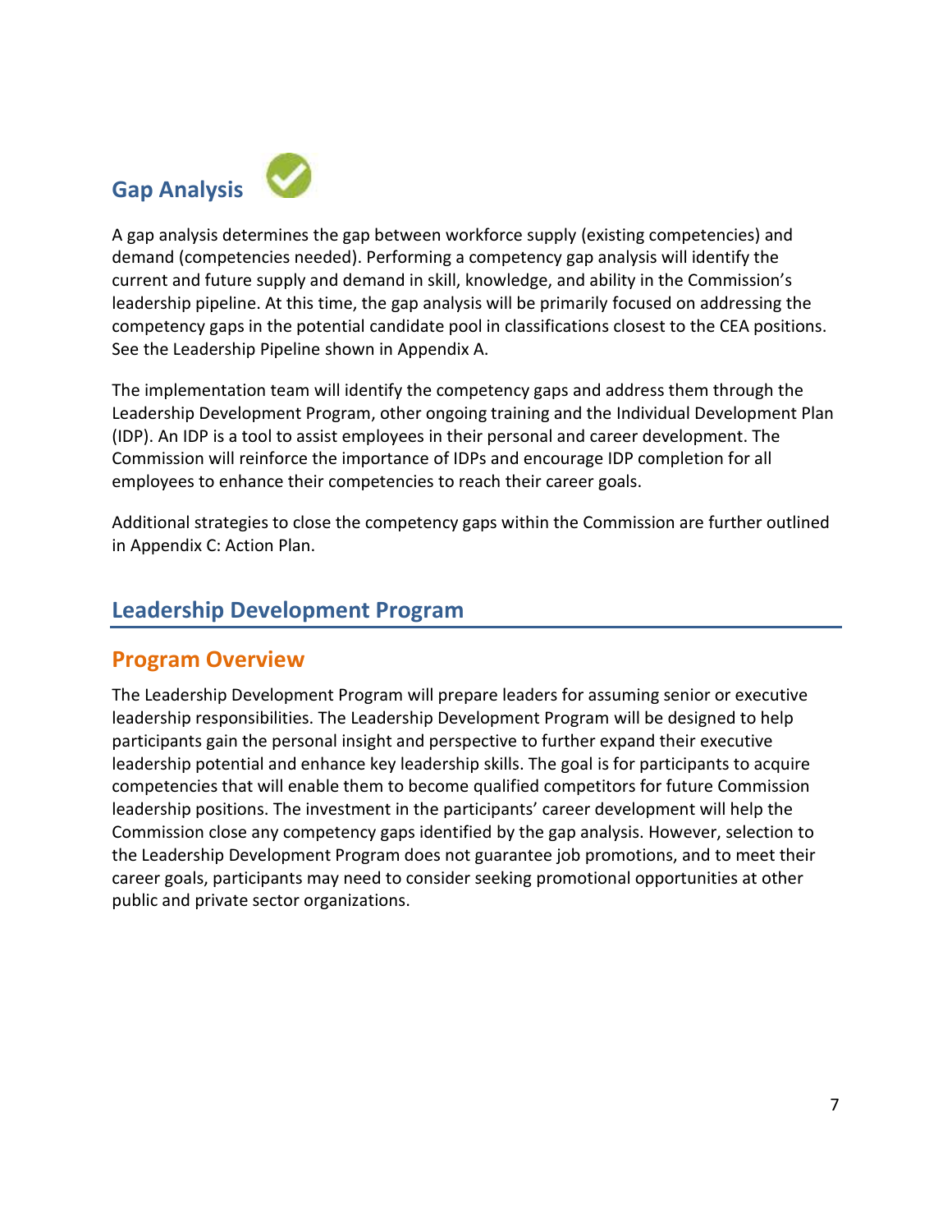## Gap Analysis

A gap analysis determines the gap between workforce supply (existing competencies) and demand (competencies needed). Performing a competency gap analysis will identify the current and future supply and demand in skill, knowledge, and ability in the Commission's leadership pipeline. At this time, the gap analysis will be primarily focused on addressing the competency gaps in the potential candidate pool in classifications closest to the CEA positions. See the Leadership Pipeline shown in Appendix A.

The implementation team will identify the competency gaps and address them through the Leadership Development Program, other ongoing training and the Individual Development Plan (IDP). An IDP is a tool to assist employees in their personal and career development. The Commission will reinforce the importance of IDPs and encourage IDP completion for all employees to enhance their competencies to reach their career goals.

Additional strategies to close the competency gaps within the Commission are further outlined in Appendix C: Action Plan.

## Leadership Development Program

### Program Overview

The Leadership Development Program will prepare leaders for assuming senior or executive leadership responsibilities. The Leadership Development Program will be designed to help participants gain the personal insight and perspective to further expand their executive leadership potential and enhance key leadership skills. The goal is for participants to acquire competencies that will enable them to become qualified competitors for future Commission leadership positions. The investment in the participants' career development will help the Commission close any competency gaps identified by the gap analysis. However, selection to the Leadership Development Program does not guarantee job promotions, and to meet their career goals, participants may need to consider seeking promotional opportunities at other public and private sector organizations.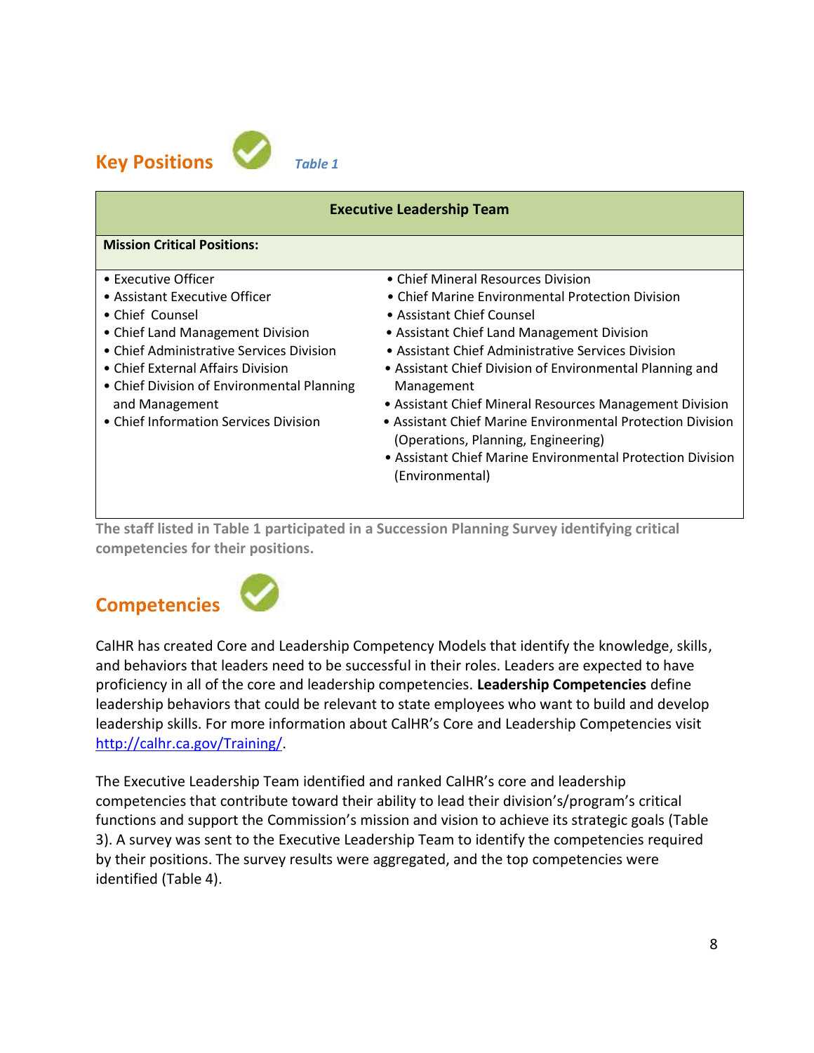## Key Positions

*Table 1*

| Executive Leadership Team | |
|---|---|
| **Mission Critical Positions:** | |
| • Executive Officer<br>• Assistant Executive Officer<br>• Chief Counsel<br>• Chief Land Management Division<br>• Chief Administrative Services Division<br>• Chief External Affairs Division<br>• Chief Division of Environmental Planning and Management<br>• Chief Information Services Division | • Chief Mineral Resources Division<br>• Chief Marine Environmental Protection Division<br>• Assistant Chief Counsel<br>• Assistant Chief Land Management Division<br>• Assistant Chief Administrative Services Division<br>• Assistant Chief Division of Environmental Planning and Management<br>• Assistant Chief Mineral Resources Management Division<br>• Assistant Chief Marine Environmental Protection Division (Operations, Planning, Engineering)<br>• Assistant Chief Marine Environmental Protection Division (Environmental) |

**The staff listed in Table 1 participated in a Succession Planning Survey identifying critical competencies for their positions.**

## Competencies

CalHR has created Core and Leadership Competency Models that identify the knowledge, skills, and behaviors that leaders need to be successful in their roles. Leaders are expected to have proficiency in all of the core and leadership competencies. **Leadership Competencies** define leadership behaviors that could be relevant to state employees who want to build and develop leadership skills. For more information about CalHR's Core and Leadership Competencies visit http://calhr.ca.gov/Training/.

The Executive Leadership Team identified and ranked CalHR's core and leadership competencies that contribute toward their ability to lead their division's/program's critical functions and support the Commission's mission and vision to achieve its strategic goals (Table 3). A survey was sent to the Executive Leadership Team to identify the competencies required by their positions. The survey results were aggregated, and the top competencies were identified (Table 4).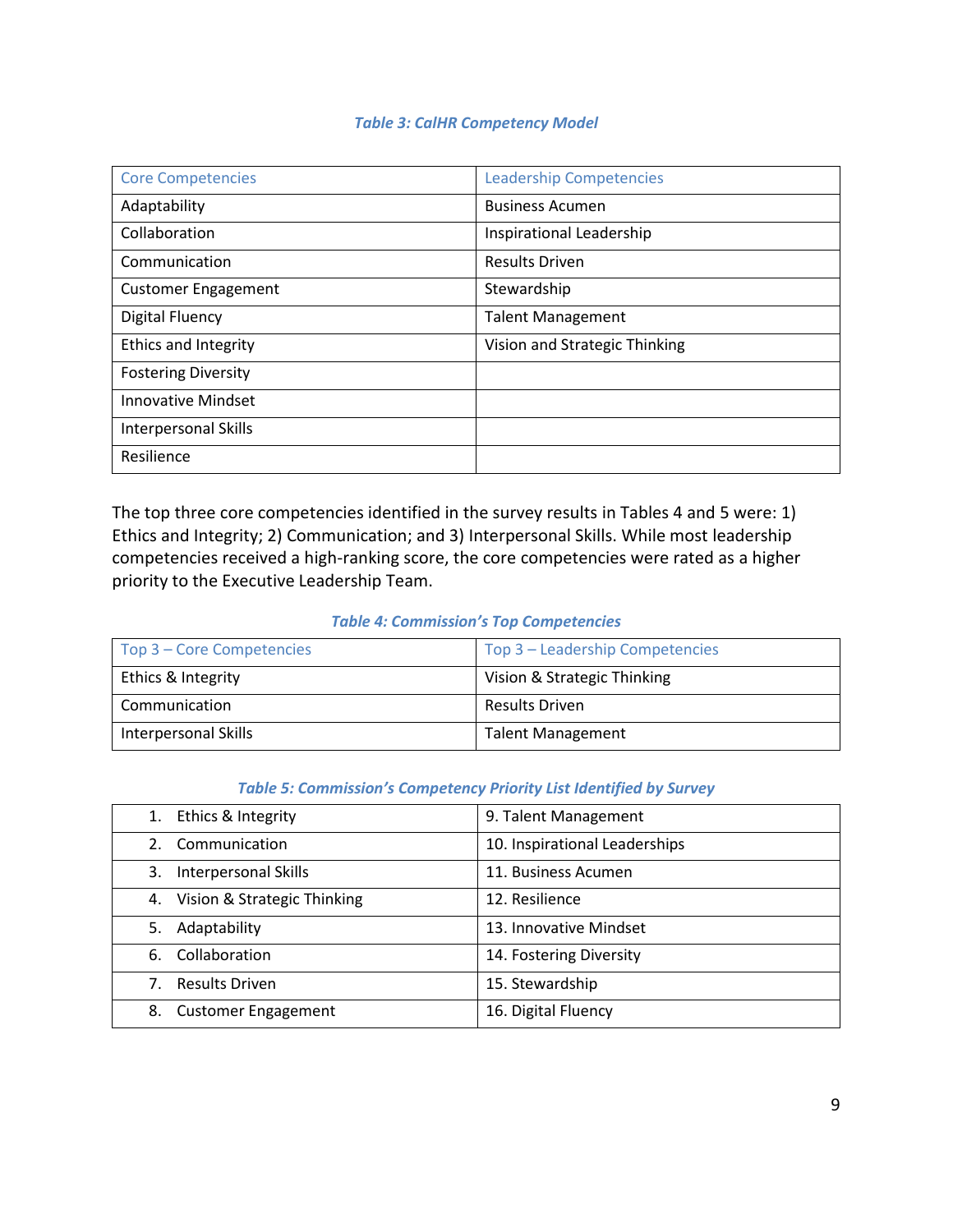*Table 3: CalHR Competency Model*

| Core Competencies | Leadership Competencies |
|---|---|
| Adaptability | Business Acumen |
| Collaboration | Inspirational Leadership |
| Communication | Results Driven |
| Customer Engagement | Stewardship |
| Digital Fluency | Talent Management |
| Ethics and Integrity | Vision and Strategic Thinking |
| Fostering Diversity | |
| Innovative Mindset | |
| Interpersonal Skills | |
| Resilience | |

The top three core competencies identified in the survey results in Tables 4 and 5 were: 1) Ethics and Integrity; 2) Communication; and 3) Interpersonal Skills. While most leadership competencies received a high-ranking score, the core competencies were rated as a higher priority to the Executive Leadership Team.

*Table 4: Commission's Top Competencies*

| Top 3 – Core Competencies | Top 3 – Leadership Competencies |
|---|---|
| Ethics & Integrity | Vision & Strategic Thinking |
| Communication | Results Driven |
| Interpersonal Skills | Talent Management |

*Table 5: Commission's Competency Priority List Identified by Survey*

| | |
|---|---|
| 1. Ethics & Integrity | 9. Talent Management |
| 2. Communication | 10. Inspirational Leaderships |
| 3. Interpersonal Skills | 11. Business Acumen |
| 4. Vision & Strategic Thinking | 12. Resilience |
| 5. Adaptability | 13. Innovative Mindset |
| 6. Collaboration | 14. Fostering Diversity |
| 7. Results Driven | 15. Stewardship |
| 8. Customer Engagement | 16. Digital Fluency |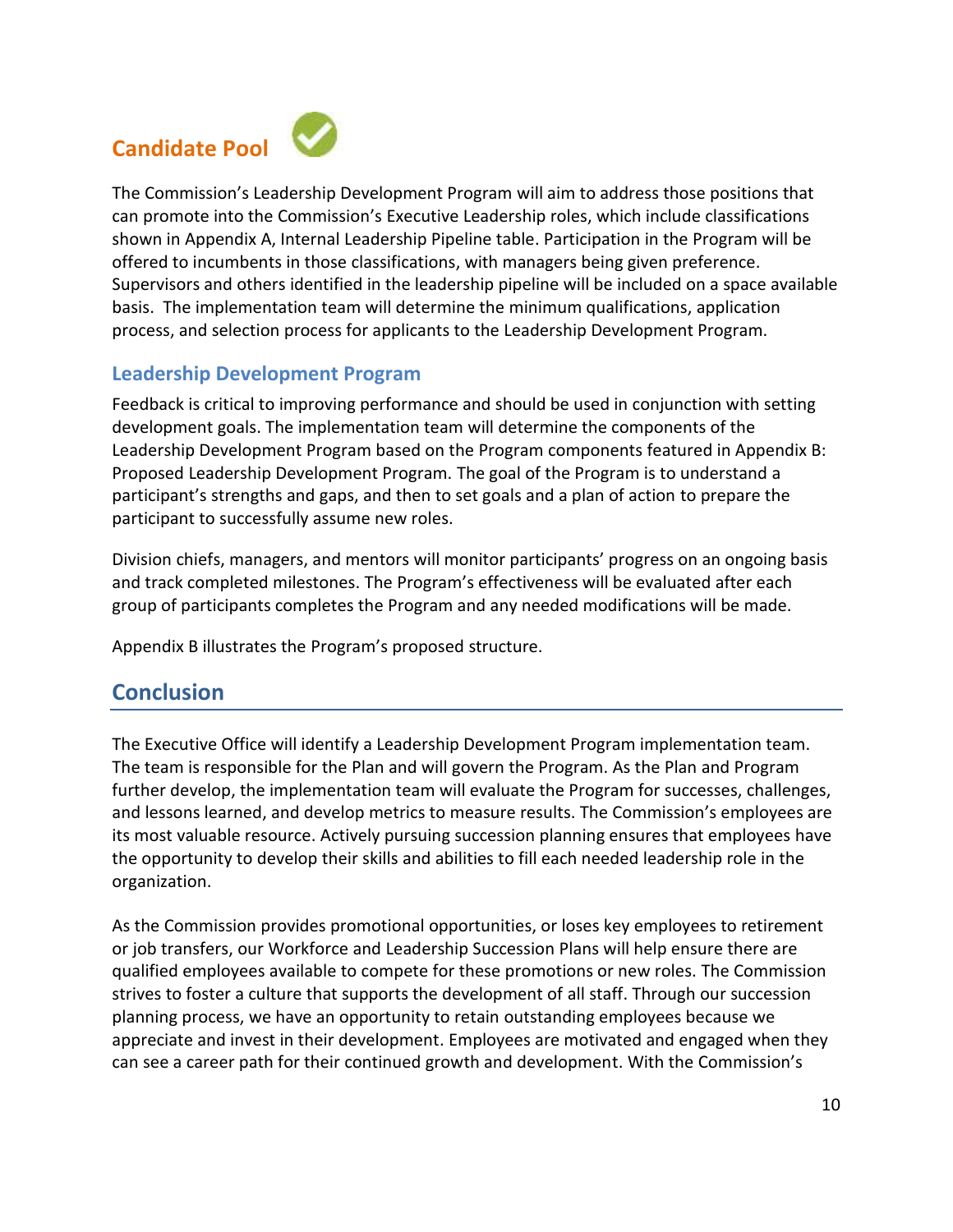## Candidate Pool

The Commission's Leadership Development Program will aim to address those positions that can promote into the Commission's Executive Leadership roles, which include classifications shown in Appendix A, Internal Leadership Pipeline table. Participation in the Program will be offered to incumbents in those classifications, with managers being given preference. Supervisors and others identified in the leadership pipeline will be included on a space available basis. The implementation team will determine the minimum qualifications, application process, and selection process for applicants to the Leadership Development Program.

### Leadership Development Program

Feedback is critical to improving performance and should be used in conjunction with setting development goals. The implementation team will determine the components of the Leadership Development Program based on the Program components featured in Appendix B: Proposed Leadership Development Program. The goal of the Program is to understand a participant's strengths and gaps, and then to set goals and a plan of action to prepare the participant to successfully assume new roles.

Division chiefs, managers, and mentors will monitor participants' progress on an ongoing basis and track completed milestones. The Program's effectiveness will be evaluated after each group of participants completes the Program and any needed modifications will be made.

Appendix B illustrates the Program's proposed structure.

## Conclusion

The Executive Office will identify a Leadership Development Program implementation team. The team is responsible for the Plan and will govern the Program. As the Plan and Program further develop, the implementation team will evaluate the Program for successes, challenges, and lessons learned, and develop metrics to measure results. The Commission's employees are its most valuable resource. Actively pursuing succession planning ensures that employees have the opportunity to develop their skills and abilities to fill each needed leadership role in the organization.

As the Commission provides promotional opportunities, or loses key employees to retirement or job transfers, our Workforce and Leadership Succession Plans will help ensure there are qualified employees available to compete for these promotions or new roles. The Commission strives to foster a culture that supports the development of all staff. Through our succession planning process, we have an opportunity to retain outstanding employees because we appreciate and invest in their development. Employees are motivated and engaged when they can see a career path for their continued growth and development. With the Commission's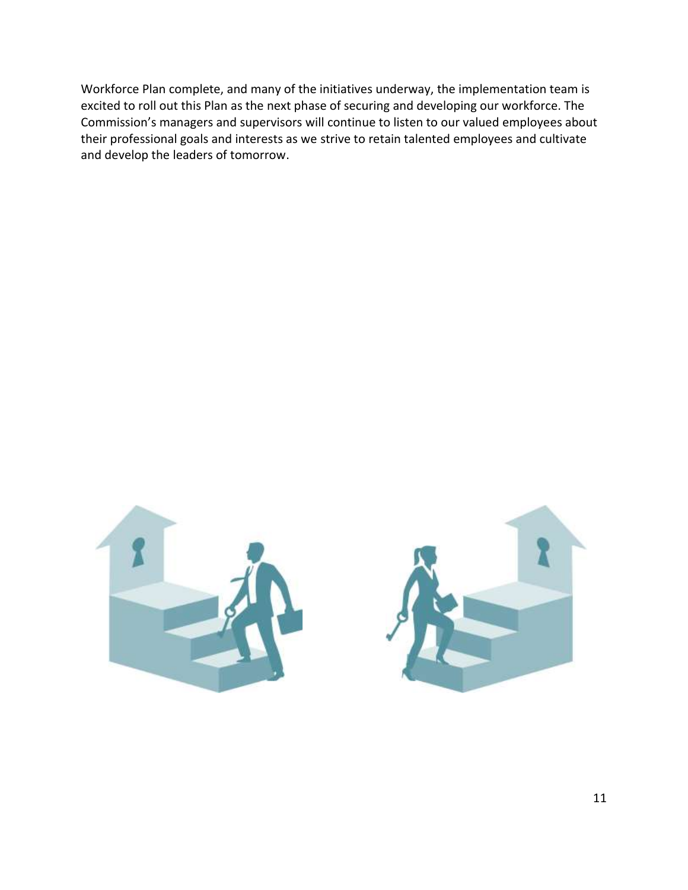Workforce Plan complete, and many of the initiatives underway, the implementation team is excited to roll out this Plan as the next phase of securing and developing our workforce. The Commission's managers and supervisors will continue to listen to our valued employees about their professional goals and interests as we strive to retain talented employees and cultivate and develop the leaders of tomorrow.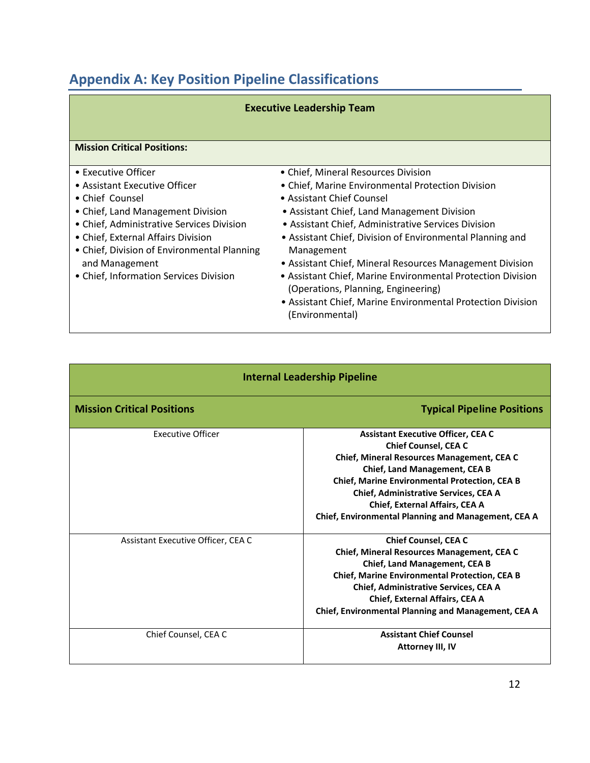## Appendix A: Key Position Pipeline Classifications

| Executive Leadership Team |
|---|
| **Mission Critical Positions:** |

- Executive Officer
- Assistant Executive Officer
- Chief Counsel
- Chief, Land Management Division
- Chief, Administrative Services Division
- Chief, External Affairs Division
- Chief, Division of Environmental Planning and Management
- Chief, Information Services Division
- Chief, Mineral Resources Division
- Chief, Marine Environmental Protection Division
- Assistant Chief Counsel
- Assistant Chief, Land Management Division
- Assistant Chief, Administrative Services Division
- Assistant Chief, Division of Environmental Planning and Management
- Assistant Chief, Mineral Resources Management Division
- Assistant Chief, Marine Environmental Protection Division (Operations, Planning, Engineering)
- Assistant Chief, Marine Environmental Protection Division (Environmental)

| Internal Leadership Pipeline | |
|---|---|
| **Mission Critical Positions** | **Typical Pipeline Positions** |
| Executive Officer | **Assistant Executive Officer, CEA C**<br>**Chief Counsel, CEA C**<br>**Chief, Mineral Resources Management, CEA C**<br>**Chief, Land Management, CEA B**<br>**Chief, Marine Environmental Protection, CEA B**<br>**Chief, Administrative Services, CEA A**<br>**Chief, External Affairs, CEA A**<br>**Chief, Environmental Planning and Management, CEA A** |
| Assistant Executive Officer, CEA C | **Chief Counsel, CEA C**<br>**Chief, Mineral Resources Management, CEA C**<br>**Chief, Land Management, CEA B**<br>**Chief, Marine Environmental Protection, CEA B**<br>**Chief, Administrative Services, CEA A**<br>**Chief, External Affairs, CEA A**<br>**Chief, Environmental Planning and Management, CEA A** |
| Chief Counsel, CEA C | **Assistant Chief Counsel**<br>**Attorney III, IV** |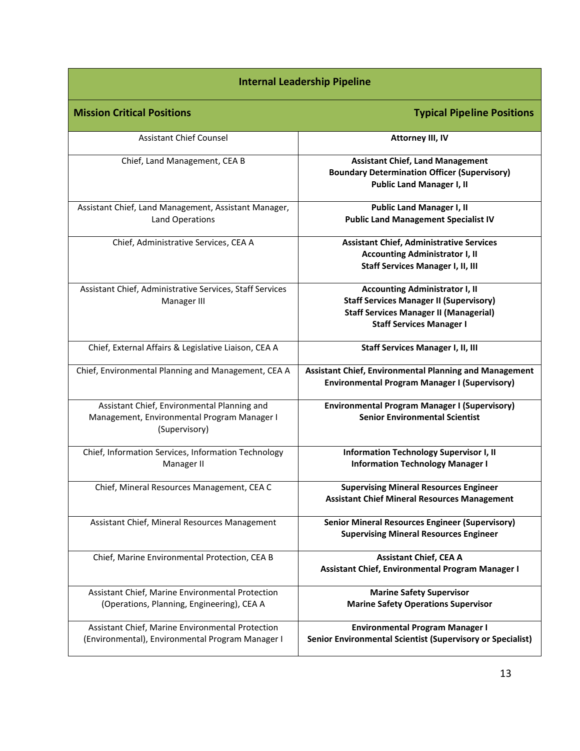| Internal Leadership Pipeline | |
|---|---|
| **Mission Critical Positions** | **Typical Pipeline Positions** |
| Assistant Chief Counsel | **Attorney III, IV** |
| Chief, Land Management, CEA B | **Assistant Chief, Land Management**<br>**Boundary Determination Officer (Supervisory)**<br>**Public Land Manager I, II** |
| Assistant Chief, Land Management, Assistant Manager, Land Operations | **Public Land Manager I, II**<br>**Public Land Management Specialist IV** |
| Chief, Administrative Services, CEA A | **Assistant Chief, Administrative Services**<br>**Accounting Administrator I, II**<br>**Staff Services Manager I, II, III** |
| Assistant Chief, Administrative Services, Staff Services Manager III | **Accounting Administrator I, II**<br>**Staff Services Manager II (Supervisory)**<br>**Staff Services Manager II (Managerial)**<br>**Staff Services Manager I** |
| Chief, External Affairs & Legislative Liaison, CEA A | **Staff Services Manager I, II, III** |
| Chief, Environmental Planning and Management, CEA A | **Assistant Chief, Environmental Planning and Management**<br>**Environmental Program Manager I (Supervisory)** |
| Assistant Chief, Environmental Planning and Management, Environmental Program Manager I (Supervisory) | **Environmental Program Manager I (Supervisory)**<br>**Senior Environmental Scientist** |
| Chief, Information Services, Information Technology Manager II | **Information Technology Supervisor I, II**<br>**Information Technology Manager I** |
| Chief, Mineral Resources Management, CEA C | **Supervising Mineral Resources Engineer**<br>**Assistant Chief Mineral Resources Management** |
| Assistant Chief, Mineral Resources Management | **Senior Mineral Resources Engineer (Supervisory)**<br>**Supervising Mineral Resources Engineer** |
| Chief, Marine Environmental Protection, CEA B | **Assistant Chief, CEA A**<br>**Assistant Chief, Environmental Program Manager I** |
| Assistant Chief, Marine Environmental Protection (Operations, Planning, Engineering), CEA A | **Marine Safety Supervisor**<br>**Marine Safety Operations Supervisor** |
| Assistant Chief, Marine Environmental Protection (Environmental), Environmental Program Manager I | **Environmental Program Manager I**<br>**Senior Environmental Scientist (Supervisory or Specialist)** |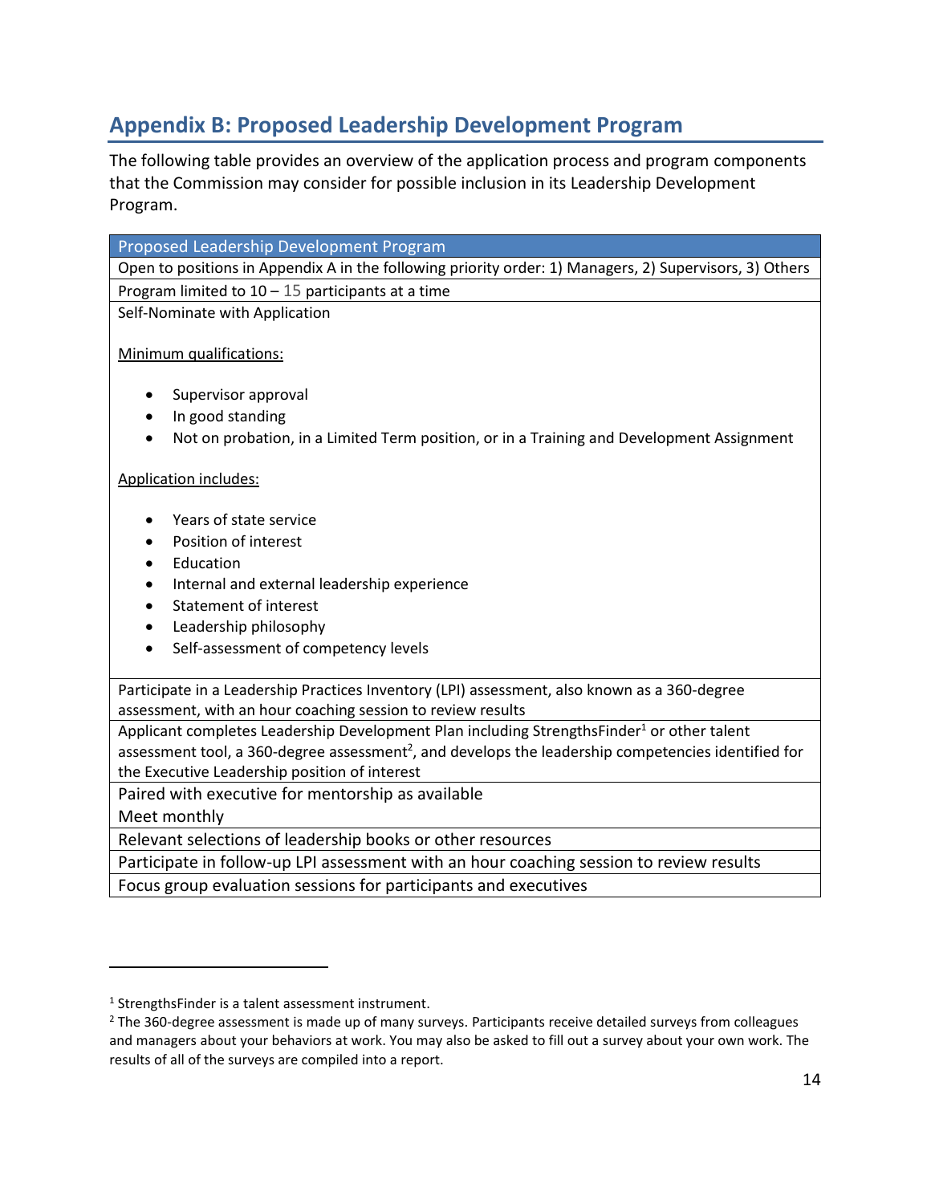## Appendix B: Proposed Leadership Development Program

The following table provides an overview of the application process and program components that the Commission may consider for possible inclusion in its Leadership Development Program.

| Proposed Leadership Development Program |
| --- |
| Open to positions in Appendix A in the following priority order: 1) Managers, 2) Supervisors, 3) Others |
| Program limited to 10 – 15 participants at a time |
| Self-Nominate with Application<br><br><u>Minimum qualifications:</u><br><br>• Supervisor approval<br>• In good standing<br>• Not on probation, in a Limited Term position, or in a Training and Development Assignment<br><br><u>Application includes:</u><br><br>• Years of state service<br>• Position of interest<br>• Education<br>• Internal and external leadership experience<br>• Statement of interest<br>• Leadership philosophy<br>• Self-assessment of competency levels |
| Participate in a Leadership Practices Inventory (LPI) assessment, also known as a 360-degree assessment, with an hour coaching session to review results |
| Applicant completes Leadership Development Plan including StrengthsFinder[1] or other talent assessment tool, a 360-degree assessment[2], and develops the leadership competencies identified for the Executive Leadership position of interest |
| Paired with executive for mentorship as available<br>Meet monthly |
| Relevant selections of leadership books or other resources |
| Participate in follow-up LPI assessment with an hour coaching session to review results |
| Focus group evaluation sessions for participants and executives |

[1] StrengthsFinder is a talent assessment instrument.

[2] The 360-degree assessment is made up of many surveys. Participants receive detailed surveys from colleagues and managers about your behaviors at work. You may also be asked to fill out a survey about your own work. The results of all of the surveys are compiled into a report.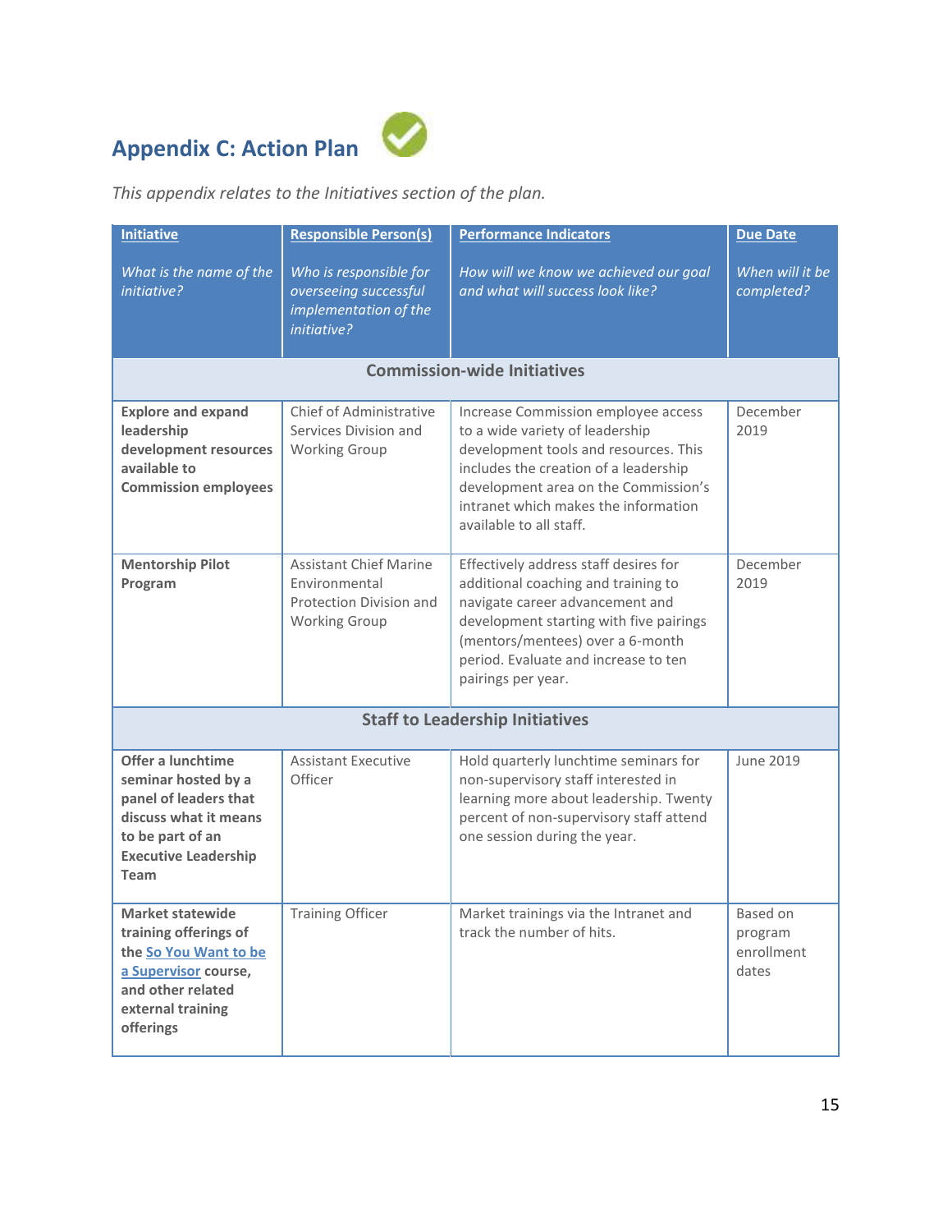## Appendix C: Action Plan

*This appendix relates to the Initiatives section of the plan.*

| Initiative<br><br>*What is the name of the initiative?* | Responsible Person(s)<br><br>*Who is responsible for overseeing successful implementation of the initiative?* | Performance Indicators<br><br>*How will we know we achieved our goal and what will success look like?* | Due Date<br><br>*When will it be completed?* |
|---|---|---|---|
| **Commission-wide Initiatives** | | | |
| **Explore and expand leadership development resources available to Commission employees** | Chief of Administrative Services Division and Working Group | Increase Commission employee access to a wide variety of leadership development tools and resources. This includes the creation of a leadership development area on the Commission's intranet which makes the information available to all staff. | December 2019 |
| **Mentorship Pilot Program** | Assistant Chief Marine Environmental Protection Division and Working Group | Effectively address staff desires for additional coaching and training to navigate career advancement and development starting with five pairings (mentors/mentees) over a 6-month period. Evaluate and increase to ten pairings per year. | December 2019 |
| **Staff to Leadership Initiatives** | | | |
| **Offer a lunchtime seminar hosted by a panel of leaders that discuss what it means to be part of an Executive Leadership Team** | Assistant Executive Officer | Hold quarterly lunchtime seminars for non-supervisory staff interested in learning more about leadership. Twenty percent of non-supervisory staff attend one session during the year. | June 2019 |
| **Market statewide training offerings of the So You Want to be a Supervisor course, and other related external training offerings** | Training Officer | Market trainings via the Intranet and track the number of hits. | Based on program enrollment dates |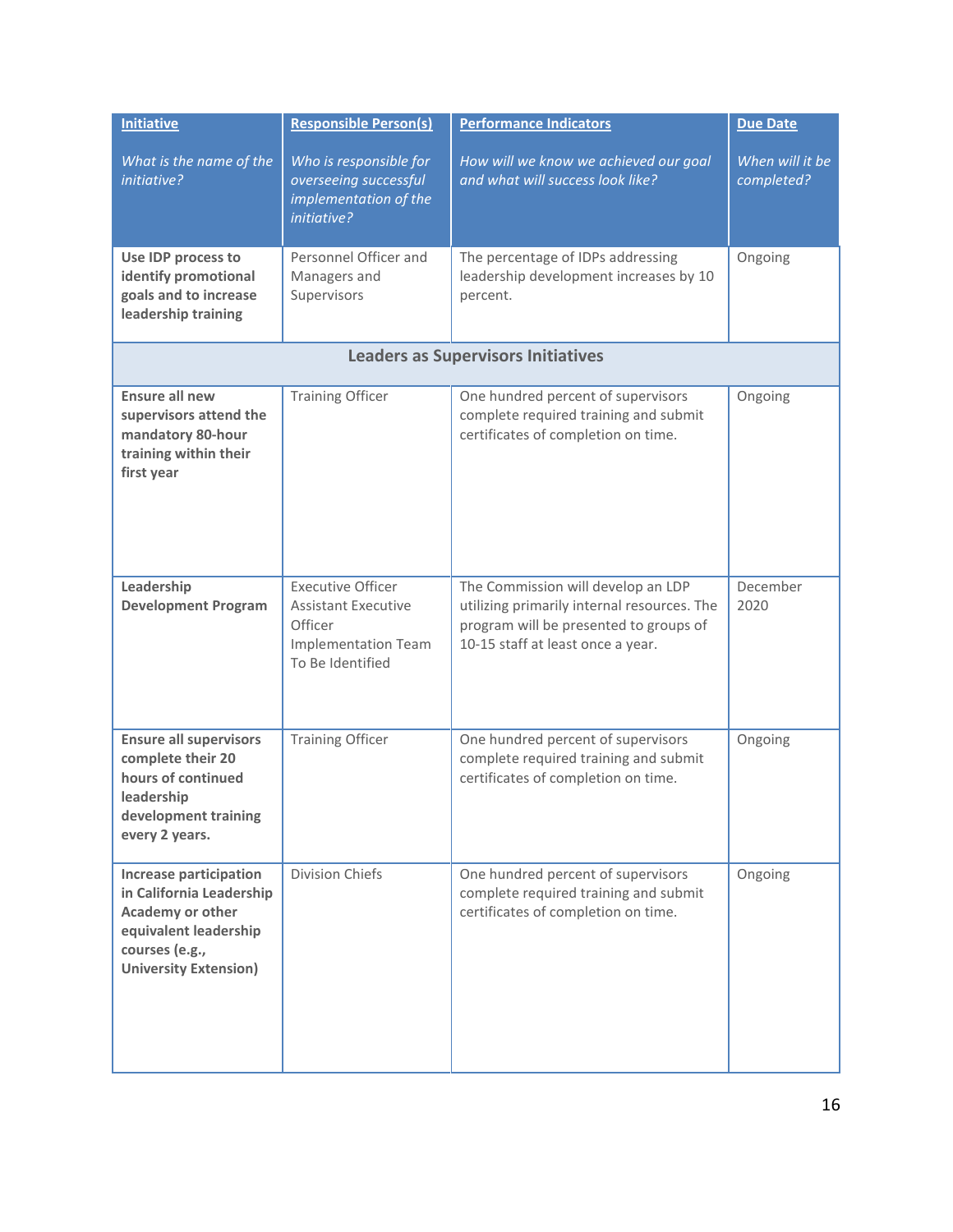| **Initiative**<br><br>*What is the name of the initiative?* | **Responsible Person(s)**<br><br>*Who is responsible for overseeing successful implementation of the initiative?* | **Performance Indicators**<br><br>*How will we know we achieved our goal and what will success look like?* | **Due Date**<br><br>*When will it be completed?* |
|---|---|---|---|
| **Use IDP process to identify promotional goals and to increase leadership training** | Personnel Officer and Managers and Supervisors | The percentage of IDPs addressing leadership development increases by 10 percent. | Ongoing |
| **Leaders as Supervisors Initiatives** | | | |
| **Ensure all new supervisors attend the mandatory 80-hour training within their first year** | Training Officer | One hundred percent of supervisors complete required training and submit certificates of completion on time. | Ongoing |
| **Leadership Development Program** | Executive Officer<br>Assistant Executive Officer<br>Implementation Team To Be Identified | The Commission will develop an LDP utilizing primarily internal resources. The program will be presented to groups of 10-15 staff at least once a year. | December 2020 |
| **Ensure all supervisors complete their 20 hours of continued leadership development training every 2 years.** | Training Officer | One hundred percent of supervisors complete required training and submit certificates of completion on time. | Ongoing |
| **Increase participation in California Leadership Academy or other equivalent leadership courses (e.g., University Extension)** | Division Chiefs | One hundred percent of supervisors complete required training and submit certificates of completion on time. | Ongoing |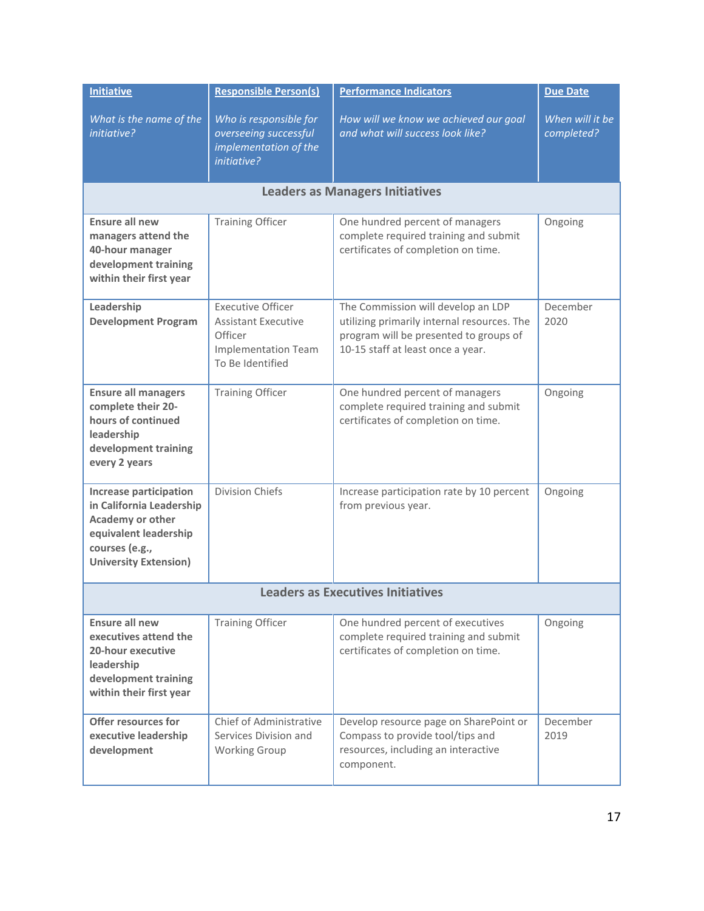| **Initiative**<br><br>*What is the name of the initiative?* | **Responsible Person(s)**<br><br>*Who is responsible for overseeing successful implementation of the initiative?* | **Performance Indicators**<br><br>*How will we know we achieved our goal and what will success look like?* | **Due Date**<br><br>*When will it be completed?* |
|---|---|---|---|
| **Leaders as Managers Initiatives** | | | |
| **Ensure all new managers attend the 40-hour manager development training within their first year** | Training Officer | One hundred percent of managers complete required training and submit certificates of completion on time. | Ongoing |
| **Leadership Development Program** | Executive Officer<br>Assistant Executive Officer<br>Implementation Team To Be Identified | The Commission will develop an LDP utilizing primarily internal resources. The program will be presented to groups of 10-15 staff at least once a year. | December 2020 |
| **Ensure all managers complete their 20-hours of continued leadership development training every 2 years** | Training Officer | One hundred percent of managers complete required training and submit certificates of completion on time. | Ongoing |
| **Increase participation in California Leadership Academy or other equivalent leadership courses (e.g., University Extension)** | Division Chiefs | Increase participation rate by 10 percent from previous year. | Ongoing |
| **Leaders as Executives Initiatives** | | | |
| **Ensure all new executives attend the 20-hour executive leadership development training within their first year** | Training Officer | One hundred percent of executives complete required training and submit certificates of completion on time. | Ongoing |
| **Offer resources for executive leadership development** | Chief of Administrative Services Division and Working Group | Develop resource page on SharePoint or Compass to provide tool/tips and resources, including an interactive component. | December 2019 |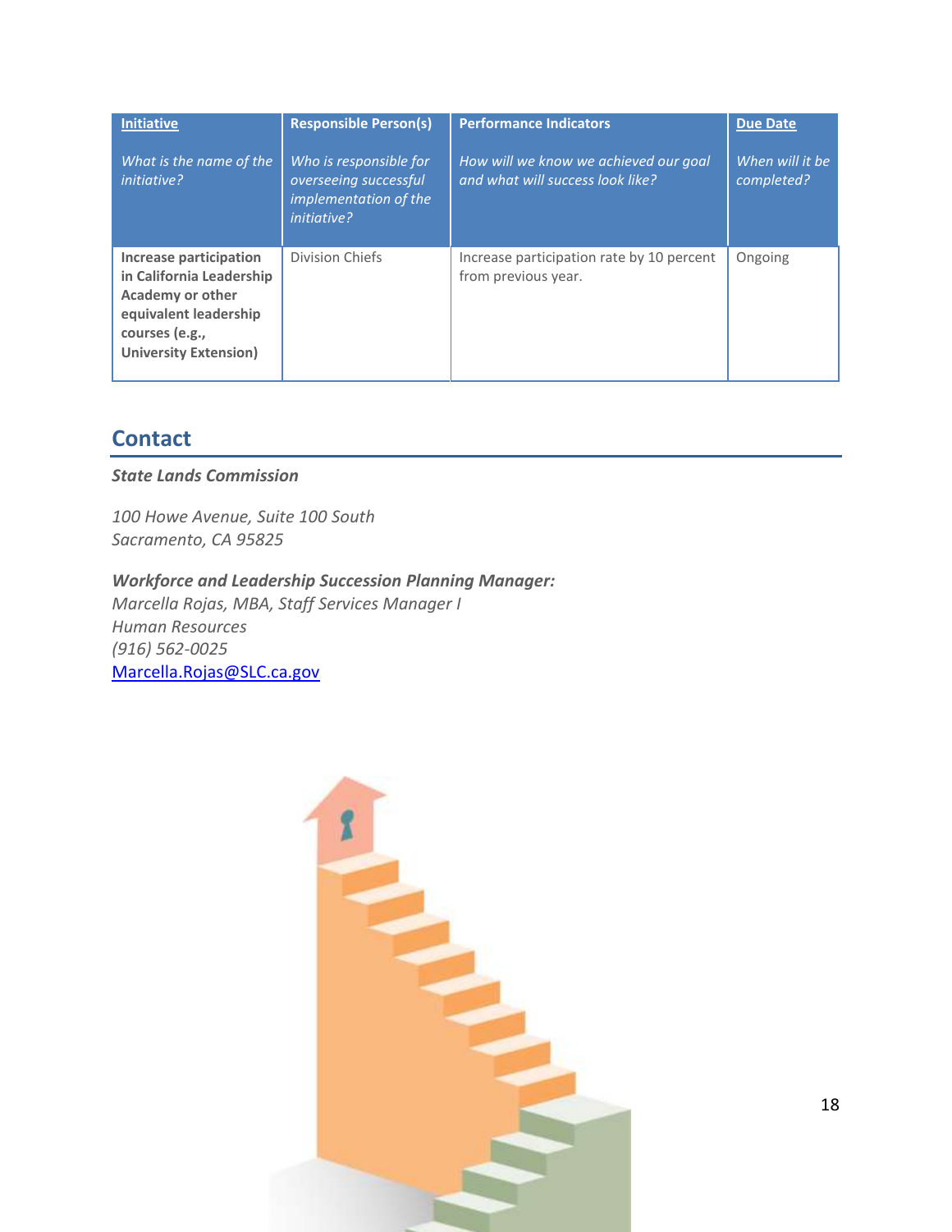| Initiative<br><br>*What is the name of the initiative?* | Responsible Person(s)<br><br>*Who is responsible for overseeing successful implementation of the initiative?* | Performance Indicators<br><br>*How will we know we achieved our goal and what will success look like?* | Due Date<br><br>*When will it be completed?* |
|---|---|---|---|
| **Increase participation in California Leadership Academy or other equivalent leadership courses (e.g., University Extension)** | Division Chiefs | Increase participation rate by 10 percent from previous year. | Ongoing |

## Contact

***State Lands Commission***

*100 Howe Avenue, Suite 100 South*
*Sacramento, CA 95825*

***Workforce and Leadership Succession Planning Manager:***
*Marcella Rojas, MBA, Staff Services Manager I*
*Human Resources*
*(916) 562-0025*
[Marcella.Rojas@SLC.ca.gov](mailto:Marcella.Rojas@SLC.ca.gov)